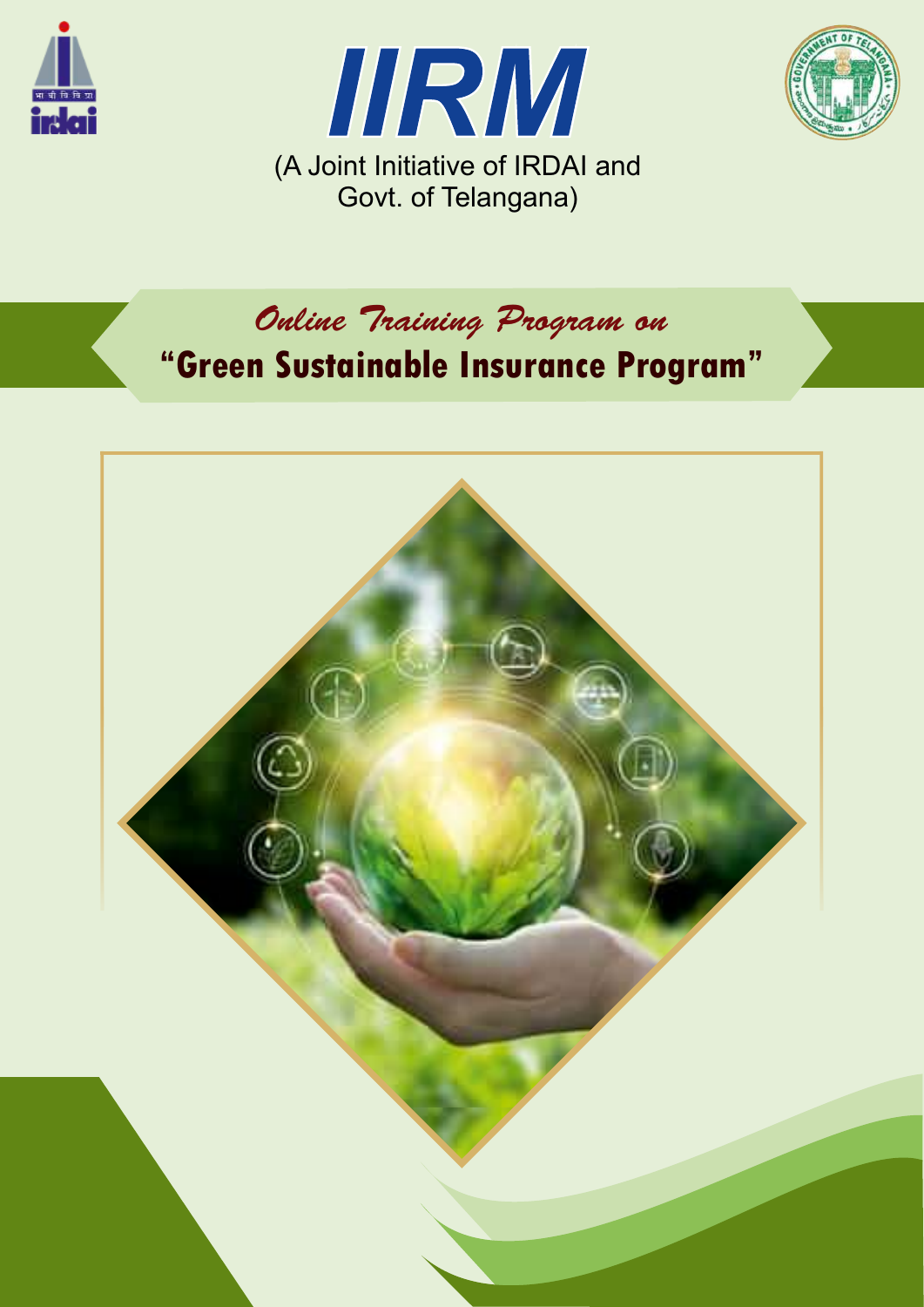# IIRM

(A Joint Initiative of IRDAI and Govt. of Telangana)

*Online Training Program on*

## "Green Sustainable Insurance Program"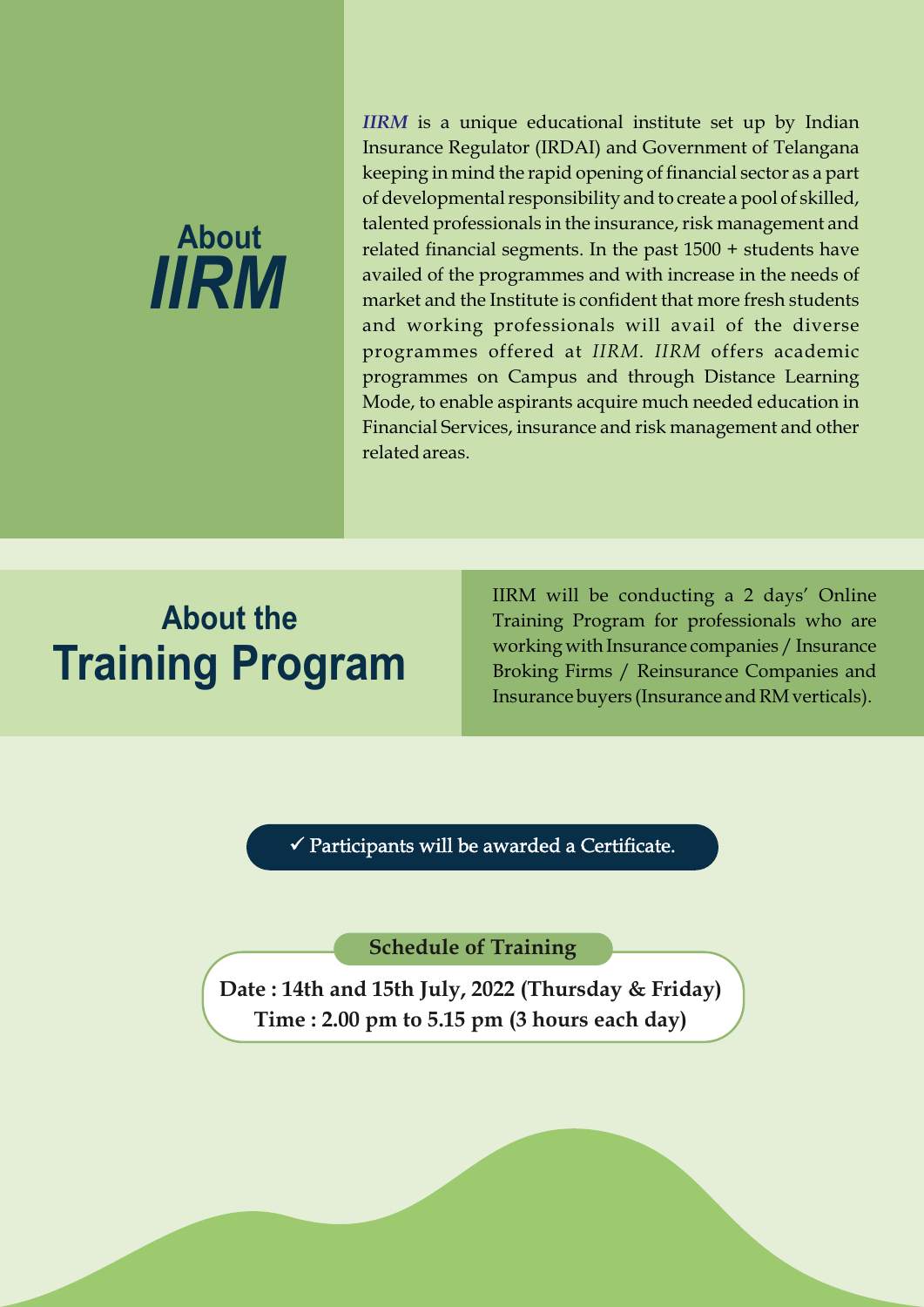## About *IIRM*

***IIRM*** is a unique educational institute set up by Indian Insurance Regulator (IRDAI) and Government of Telangana keeping in mind the rapid opening of financial sector as a part of developmental responsibility and to create a pool of skilled, talented professionals in the insurance, risk management and related financial segments. In the past 1500 + students have availed of the programmes and with increase in the needs of market and the Institute is confident that more fresh students and working professionals will avail of the diverse programmes offered at *IIRM*. *IIRM* offers academic programmes on Campus and through Distance Learning Mode, to enable aspirants acquire much needed education in Financial Services, insurance and risk management and other related areas.

## About the Training Program

IIRM will be conducting a 2 days' Online Training Program for professionals who are working with Insurance companies / Insurance Broking Firms / Reinsurance Companies and Insurance buyers (Insurance and RM verticals).

✓ Participants will be awarded a Certificate.

### Schedule of Training

**Date : 14th and 15th July, 2022 (Thursday & Friday)**
**Time : 2.00 pm to 5.15 pm (3 hours each day)**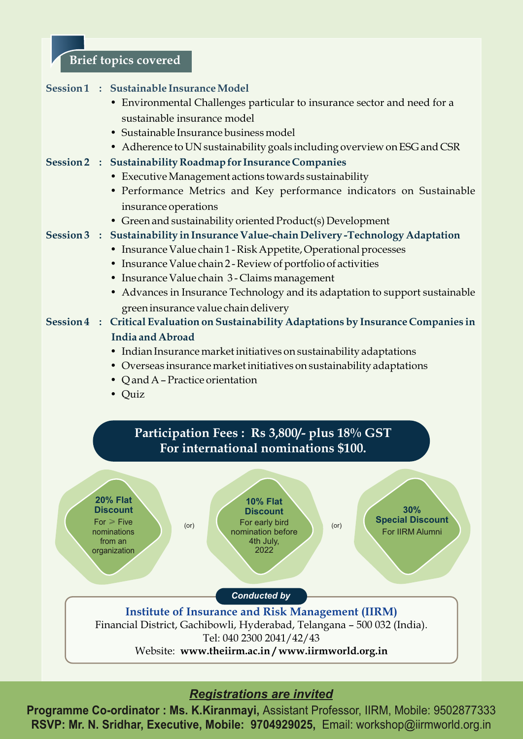## Brief topics covered

**Session 1 : Sustainable Insurance Model**

- Environmental Challenges particular to insurance sector and need for a sustainable insurance model
- Sustainable Insurance business model
- Adherence to UN sustainability goals including overview on ESG and CSR

**Session 2 : Sustainability Roadmap for Insurance Companies**

- Executive Management actions towards sustainability
- Performance Metrics and Key performance indicators on Sustainable insurance operations
- Green and sustainability oriented Product(s) Development

**Session 3 : Sustainability in Insurance Value-chain Delivery -Technology Adaptation**

- Insurance Value chain 1 - Risk Appetite, Operational processes
- Insurance Value chain 2 - Review of portfolio of activities
- Insurance Value chain 3 - Claims management
- Advances in Insurance Technology and its adaptation to support sustainable green insurance value chain delivery

**Session 4 : Critical Evaluation on Sustainability Adaptations by Insurance Companies in India and Abroad**

- Indian Insurance market initiatives on sustainability adaptations
- Overseas insurance market initiatives on sustainability adaptations
- Q and A – Practice orientation
- Quiz

**Participation Fees : Rs 3,800/- plus 18% GST**
**For international nominations $100.**

**20% Flat Discount** For ⩾ Five nominations from an organization (or) **10% Flat Discount** For early bird nomination before 4th July, 2022 (or) **30% Special Discount** For IIRM Alumni

***Conducted by***

**Institute of Insurance and Risk Management (IIRM)**
Financial District, Gachibowli, Hyderabad, Telangana – 500 032 (India).
Tel: 040 2300 2041/42/43
Website: **www.theiirm.ac.in / www.iirmworld.org.in**

***Registrations are invited***

**Programme Co-ordinator : Ms. K.Kiranmayi,** Assistant Professor, IIRM, Mobile: 9502877333
**RSVP: Mr. N. Sridhar, Executive, Mobile: 9704929025,** Email: workshop@iirmworld.org.in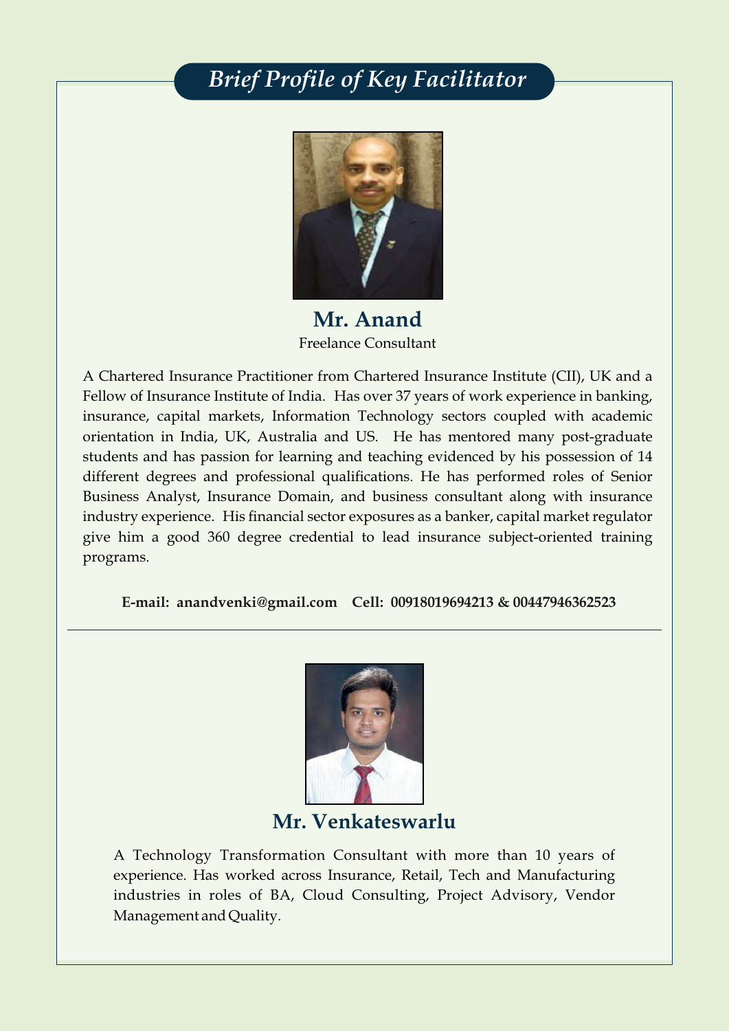# *Brief Profile of Key Facilitator*

## Mr. Anand

Freelance Consultant

A Chartered Insurance Practitioner from Chartered Insurance Institute (CII), UK and a Fellow of Insurance Institute of India. Has over 37 years of work experience in banking, insurance, capital markets, Information Technology sectors coupled with academic orientation in India, UK, Australia and US. He has mentored many post-graduate students and has passion for learning and teaching evidenced by his possession of 14 different degrees and professional qualifications. He has performed roles of Senior Business Analyst, Insurance Domain, and business consultant along with insurance industry experience. His financial sector exposures as a banker, capital market regulator give him a good 360 degree credential to lead insurance subject-oriented training programs.

**E-mail: anandvenki@gmail.com Cell: 00918019694213 & 00447946362523**

---

## Mr. Venkateswarlu

A Technology Transformation Consultant with more than 10 years of experience. Has worked across Insurance, Retail, Tech and Manufacturing industries in roles of BA, Cloud Consulting, Project Advisory, Vendor Management and Quality.